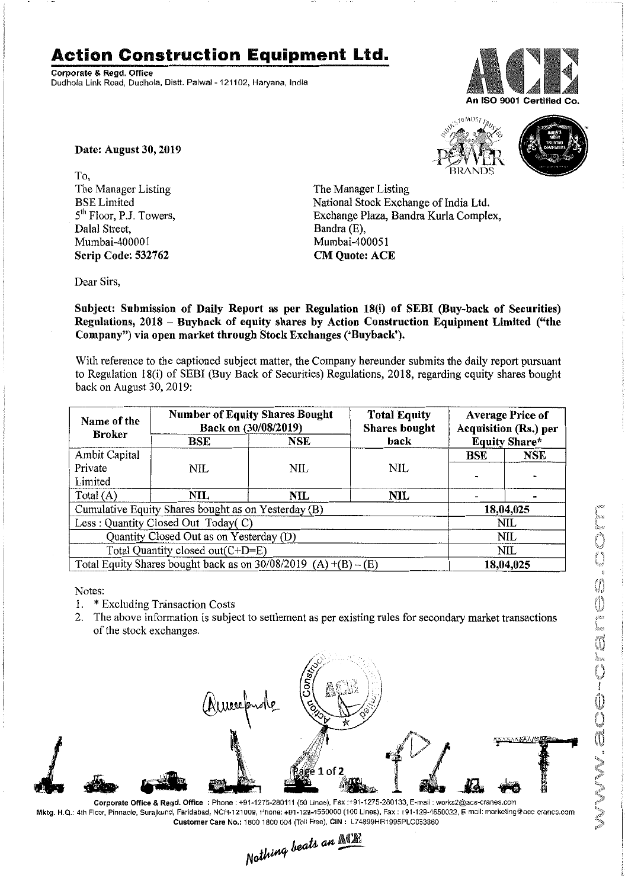# Action Construction Equipment Ltd.

**Corporate & Regd. Office**
Dudhola Link Road, Dudhola, Distt. Palwal - 121102, Haryana, India

An ISO 9001 Certified Co.

**Date: August 30, 2019**

To,
The Manager Listing
BSE Limited
5th Floor, P.J. Towers,
Dalal Street,
Mumbai-400001
**Scrip Code: 532762**

The Manager Listing
National Stock Exchange of India Ltd.
Exchange Plaza, Bandra Kurla Complex,
Bandra (E),
Mumbai-400051
**CM Quote: ACE**

Dear Sirs,

**Subject: Submission of Daily Report as per Regulation 18(i) of SEBI (Buy-back of Securities) Regulations, 2018 – Buyback of equity shares by Action Construction Equipment Limited ("the Company") via open market through Stock Exchanges ('Buyback').**

With reference to the captioned subject matter, the Company hereunder submits the daily report pursuant to Regulation 18(i) of SEBI (Buy Back of Securities) Regulations, 2018, regarding equity shares bought back on August 30, 2019:

| Name of the Broker | Number of Equity Shares Bought Back on (30/08/2019) | | Total Equity Shares bought back | Average Price of Acquisition (Rs.) per Equity Share* | |
|---|---|---|---|---|---|
| | BSE | NSE | | BSE | NSE |
| Ambit Capital Private Limited | NIL | NIL | NIL | - | - |
| Total (A) | **NIL** | **NIL** | **NIL** | - | - |
| Cumulative Equity Shares bought as on Yesterday (B) | | | | 18,04,025 | |
| Less : Quantity Closed Out Today( C) | | | | NIL | |
| Quantity Closed Out as on Yesterday (D) | | | | NIL | |
| Total Quantity closed out(C+D=E) | | | | NIL | |
| Total Equity Shares bought back as on 30/08/2019 (A) +(B) – (E) | | | | 18,04,025 | |

Notes:

1. * Excluding Transaction Costs
2. The above information is subject to settlement as per existing rules for secondary market transactions of the stock exchanges.

**Corporate Office & Regd. Office** : Phone : +91-1275-280111 (50 Lines), Fax :+91-1275-280133, E-mail : works2@ace-cranes.com
Mktg. H.Q.: 4th Floor, Pinnacle, Surajkund, Faridabad, NCH-121009, Phone: +91-129-4550000 (100 Lines), Fax : +91-129-4550022, E-mail: marketing@ace-cranes.com
Customer Care No.: 1800 1800 004 (Toll Free), CIN : L74899HR1995PLC053860

*Nothing beats an ACE*

www.ace-cranes.com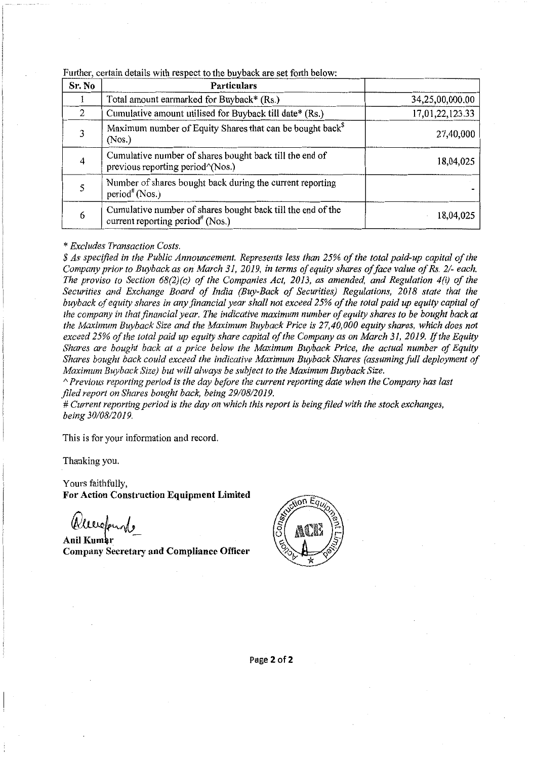Further, certain details with respect to the buyback are set forth below:

| Sr. No | Particulars | |
|---|---|---|
| 1 | Total amount earmarked for Buyback* (Rs.) | 34,25,00,000.00 |
| 2 | Cumulative amount utilised for Buyback till date* (Rs.) | 17,01,22,123.33 |
| 3 | Maximum number of Equity Shares that can be bought back$ (Nos.) | 27,40,000 |
| 4 | Cumulative number of shares bought back till the end of previous reporting period^(Nos.) | 18,04,025 |
| 5 | Number of shares bought back during the current reporting period# (Nos.) | - |
| 6 | Cumulative number of shares bought back till the end of the current reporting period# (Nos.) | 18,04,025 |

*\* Excludes Transaction Costs.*

*$ As specified in the Public Announcement. Represents less than 25% of the total paid-up capital of the Company prior to Buyback as on March 31, 2019, in terms of equity shares of face value of Rs. 2/- each. The proviso to Section 68(2)(c) of the Companies Act, 2013, as amended, and Regulation 4(i) of the Securities and Exchange Board of India (Buy-Back of Securities) Regulations, 2018 state that the buyback of equity shares in any financial year shall not exceed 25% of the total paid up equity capital of the company in that financial year. The indicative maximum number of equity shares to be bought back at the Maximum Buyback Size and the Maximum Buyback Price is 27,40,000 equity shares, which does not exceed 25% of the total paid up equity share capital of the Company as on March 31, 2019. If the Equity Shares are bought back at a price below the Maximum Buyback Price, the actual number of Equity Shares bought back could exceed the indicative Maximum Buyback Shares (assuming full deployment of Maximum Buyback Size) but will always be subject to the Maximum Buyback Size.*

*^ Previous reporting period is the day before the current reporting date when the Company has last filed report on Shares bought back, being 29/08/2019.*

*# Current reporting period is the day on which this report is being filed with the stock exchanges, being 30/08/2019.*

This is for your information and record.

Thanking you.

Yours faithfully,
**For Action Construction Equipment Limited**

**Anil Kumar**
**Company Secretary and Compliance Officer**